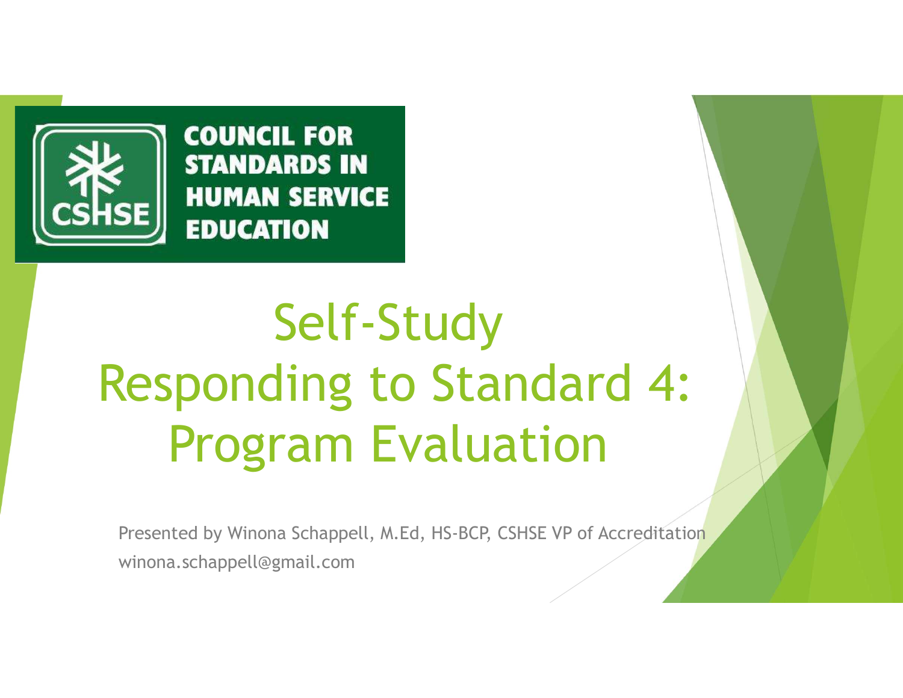COUNCIL FOR STANDARDS IN HUMAN SERVICE EDUCATION

# Self-Study Responding to Standard 4: Program Evaluation

Presented by Winona Schappell, M.Ed, HS-BCP, CSHSE VP of Accreditation

winona.schappell@gmail.com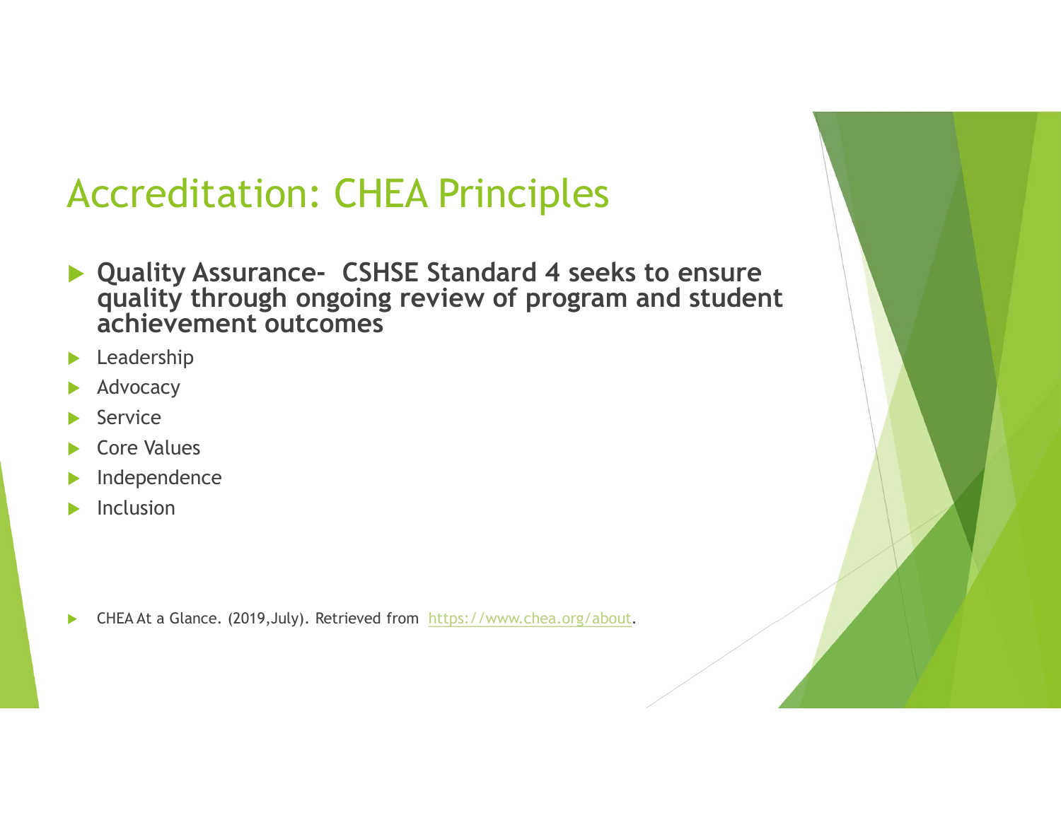# Accreditation: CHEA Principles

- **Quality Assurance- CSHSE Standard 4 seeks to ensure quality through ongoing review of program and student achievement outcomes**
- Leadership
- Advocacy
- Service
- Core Values
- Independence
- Inclusion

- CHEA At a Glance. (2019,July). Retrieved from https://www.chea.org/about.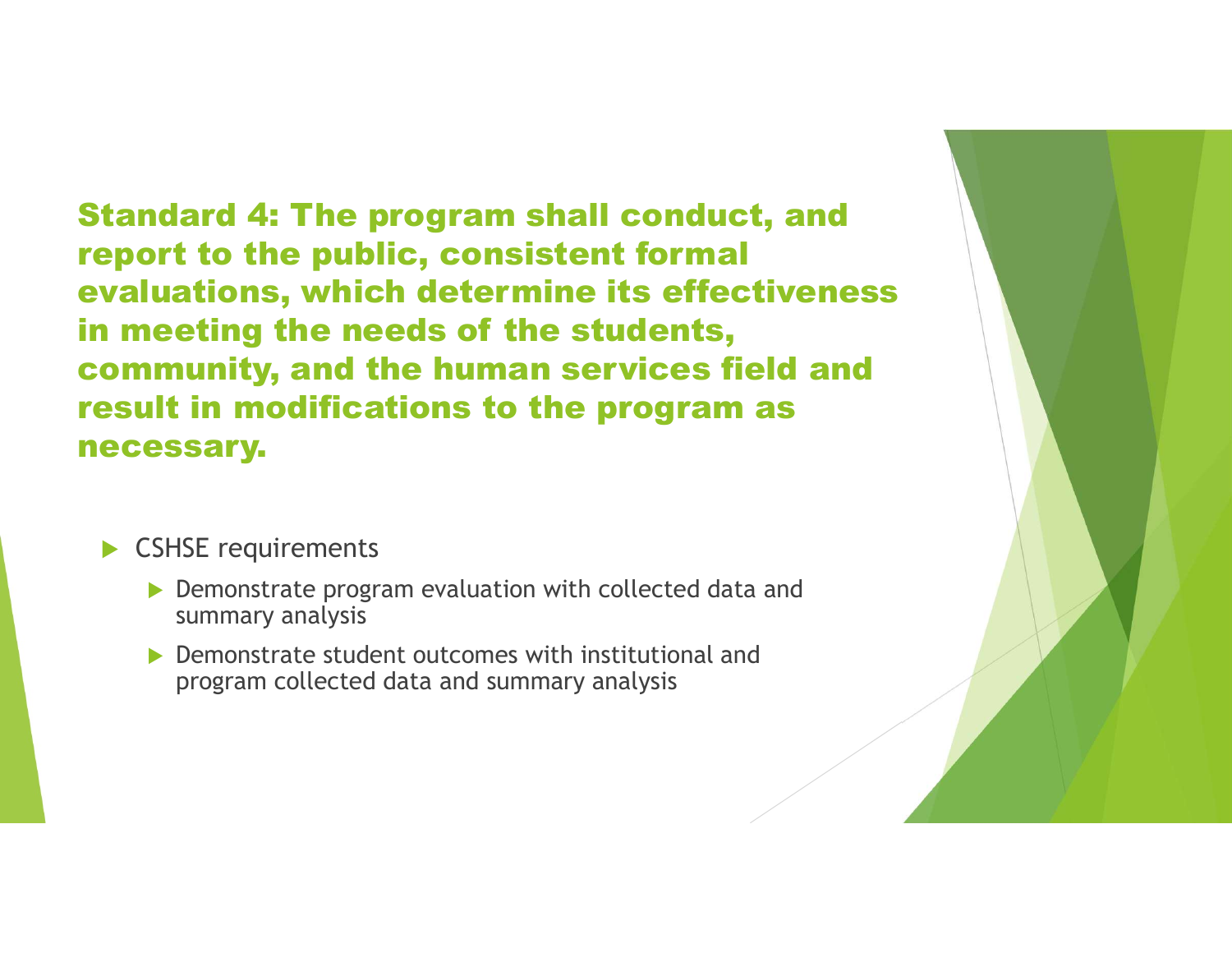## Standard 4: The program shall conduct, and report to the public, consistent formal evaluations, which determine its effectiveness in meeting the needs of the students, community, and the human services field and result in modifications to the program as necessary.

- CSHSE requirements
  - Demonstrate program evaluation with collected data and summary analysis
  - Demonstrate student outcomes with institutional and program collected data and summary analysis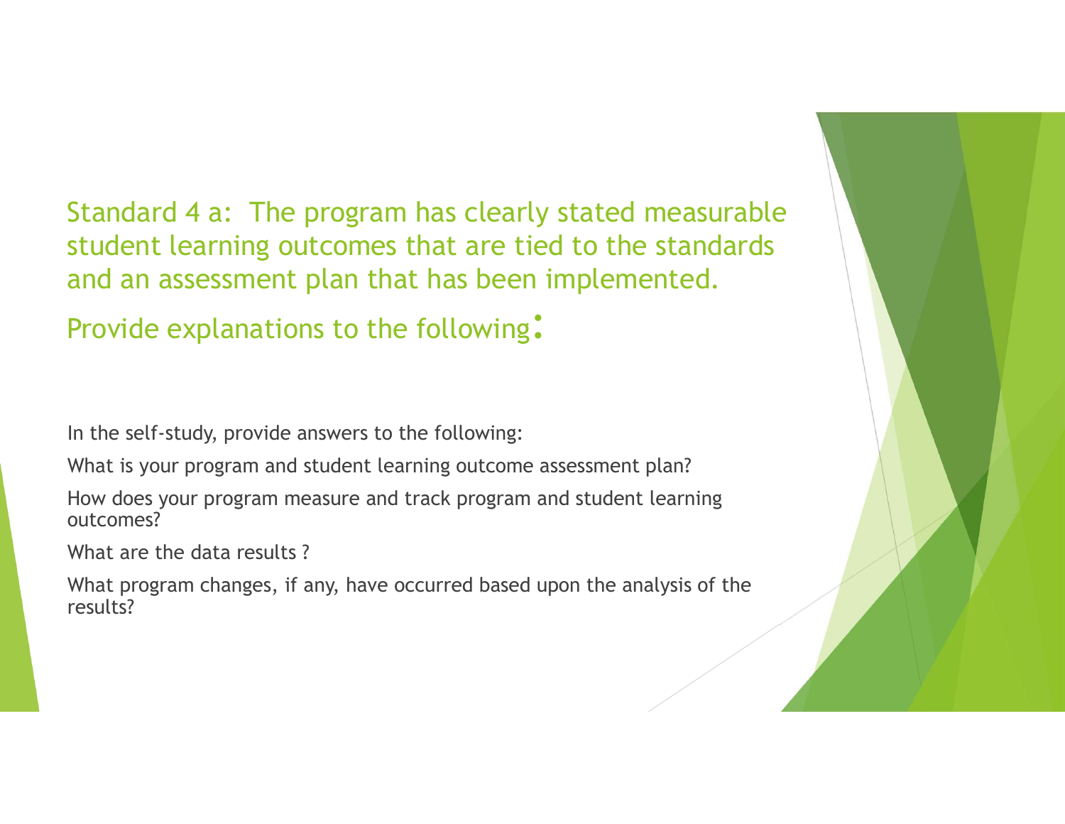## Standard 4 a: The program has clearly stated measurable student learning outcomes that are tied to the standards and an assessment plan that has been implemented.

## Provide explanations to the following:

In the self-study, provide answers to the following:

What is your program and student learning outcome assessment plan?

How does your program measure and track program and student learning outcomes?

What are the data results ?

What program changes, if any, have occurred based upon the analysis of the results?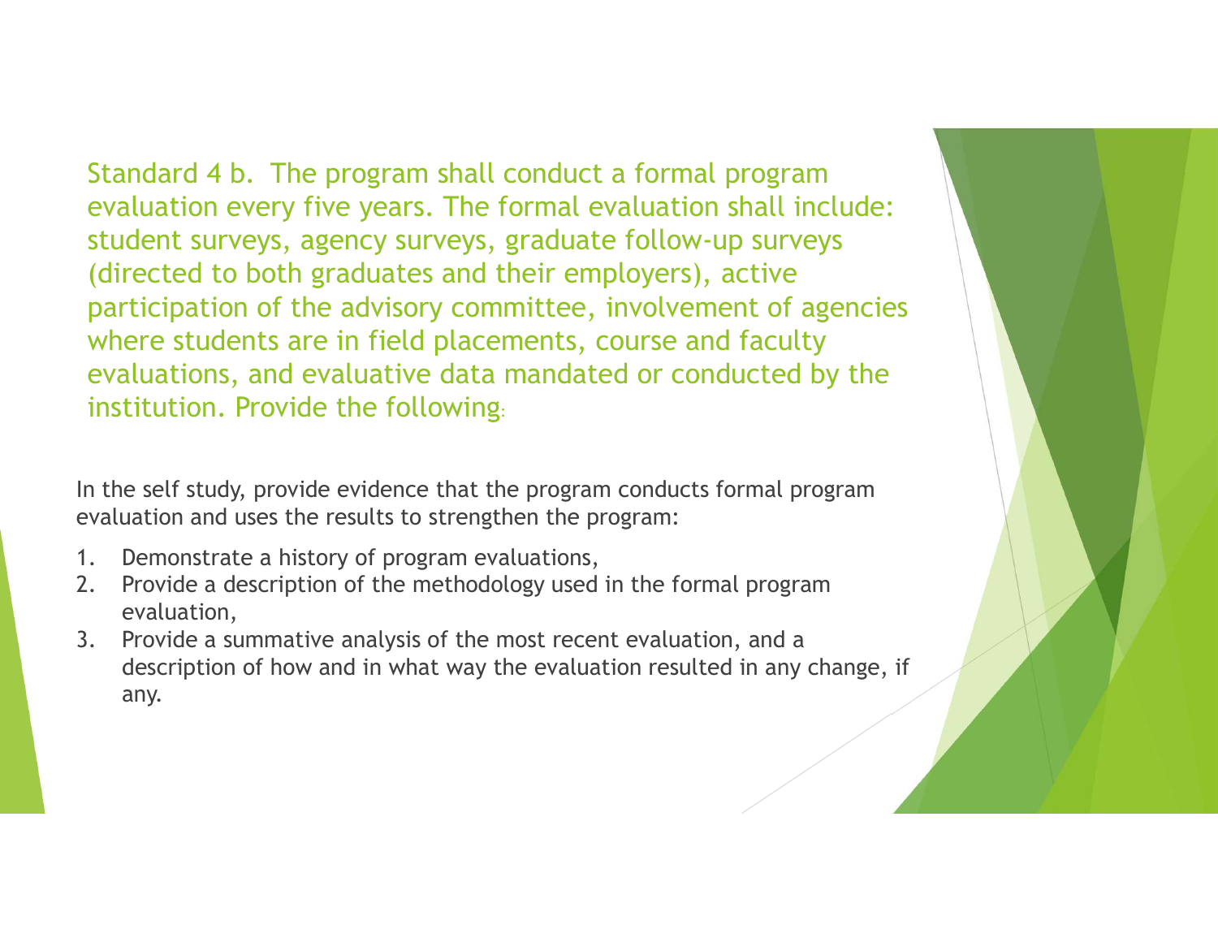## Standard 4 b. The program shall conduct a formal program evaluation every five years. The formal evaluation shall include: student surveys, agency surveys, graduate follow-up surveys (directed to both graduates and their employers), active participation of the advisory committee, involvement of agencies where students are in field placements, course and faculty evaluations, and evaluative data mandated or conducted by the institution. Provide the following:

In the self study, provide evidence that the program conducts formal program evaluation and uses the results to strengthen the program:

1. Demonstrate a history of program evaluations,
2. Provide a description of the methodology used in the formal program evaluation,
3. Provide a summative analysis of the most recent evaluation, and a description of how and in what way the evaluation resulted in any change, if any.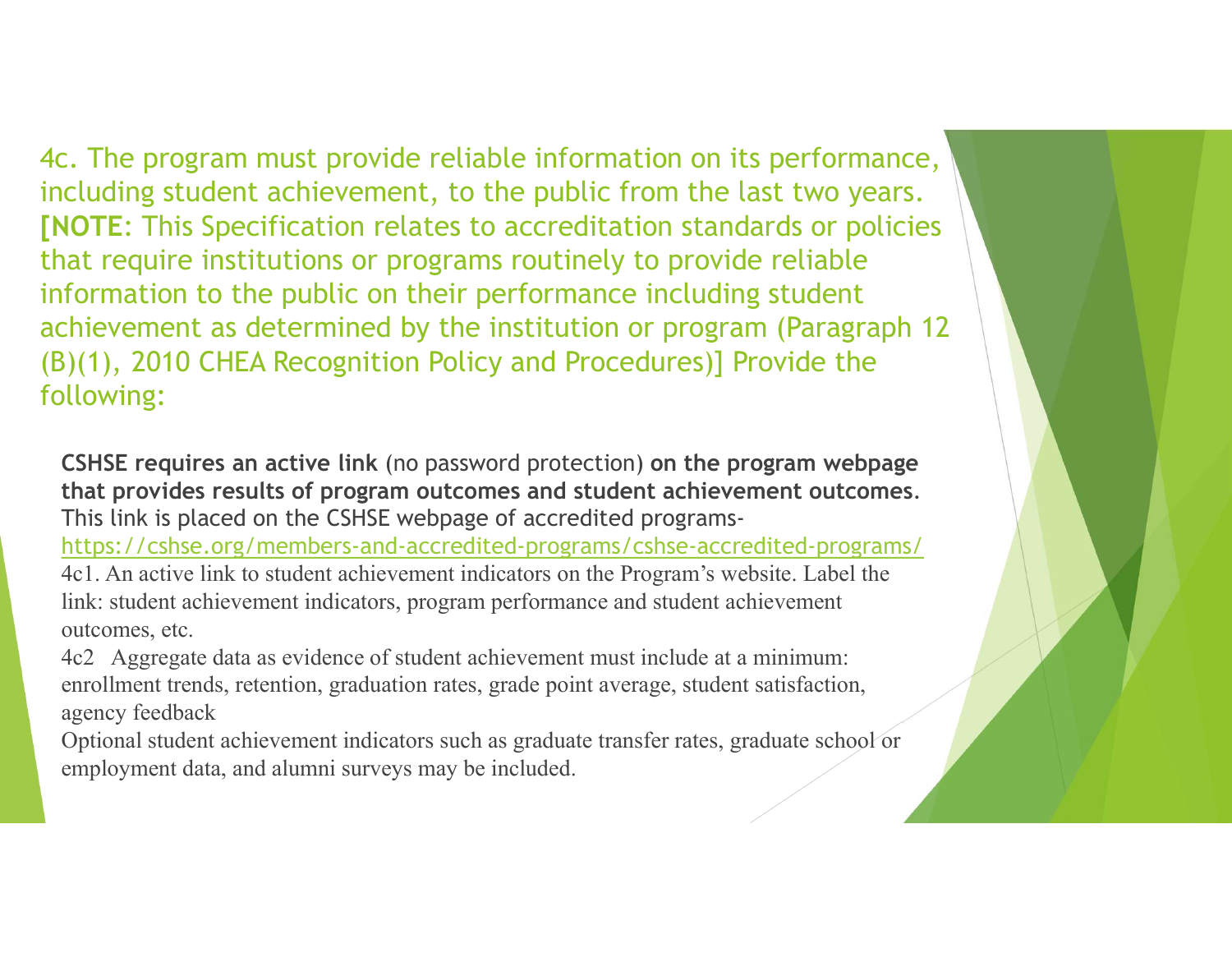4c. The program must provide reliable information on its performance, including student achievement, to the public from the last two years. **[NOTE**: This Specification relates to accreditation standards or policies that require institutions or programs routinely to provide reliable information to the public on their performance including student achievement as determined by the institution or program (Paragraph 12 (B)(1), 2010 CHEA Recognition Policy and Procedures)] Provide the following:

**CSHSE requires an active link** (no password protection) **on the program webpage that provides results of program outcomes and student achievement outcomes**. This link is placed on the CSHSE webpage of accredited programs- https://cshse.org/members-and-accredited-programs/cshse-accredited-programs/

4c1. An active link to student achievement indicators on the Program's website. Label the link: student achievement indicators, program performance and student achievement outcomes, etc.

4c2 Aggregate data as evidence of student achievement must include at a minimum: enrollment trends, retention, graduation rates, grade point average, student satisfaction, agency feedback

Optional student achievement indicators such as graduate transfer rates, graduate school or employment data, and alumni surveys may be included.